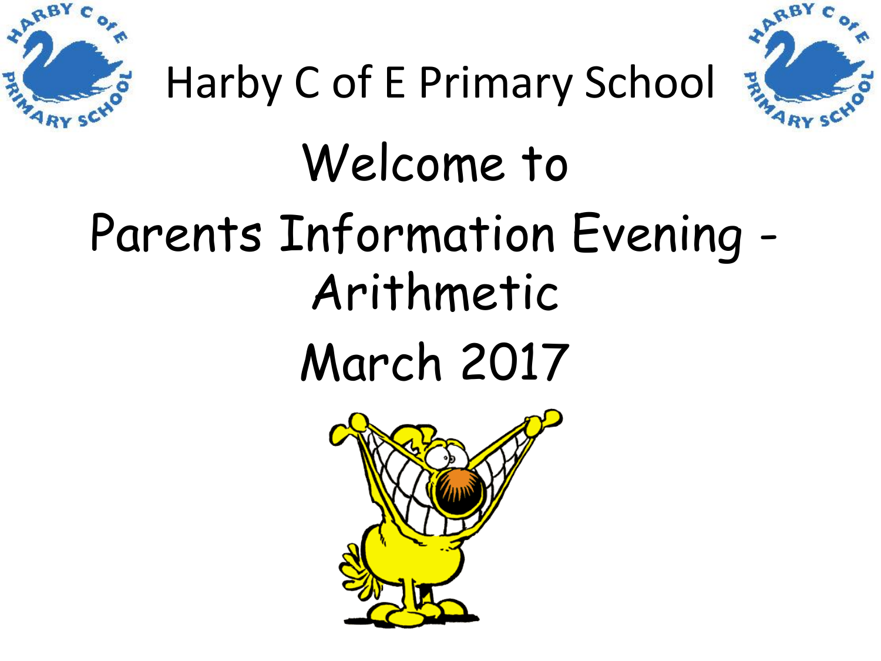# Harby C of E Primary School

## Welcome to

## Parents Information Evening - Arithmetic

## March 2017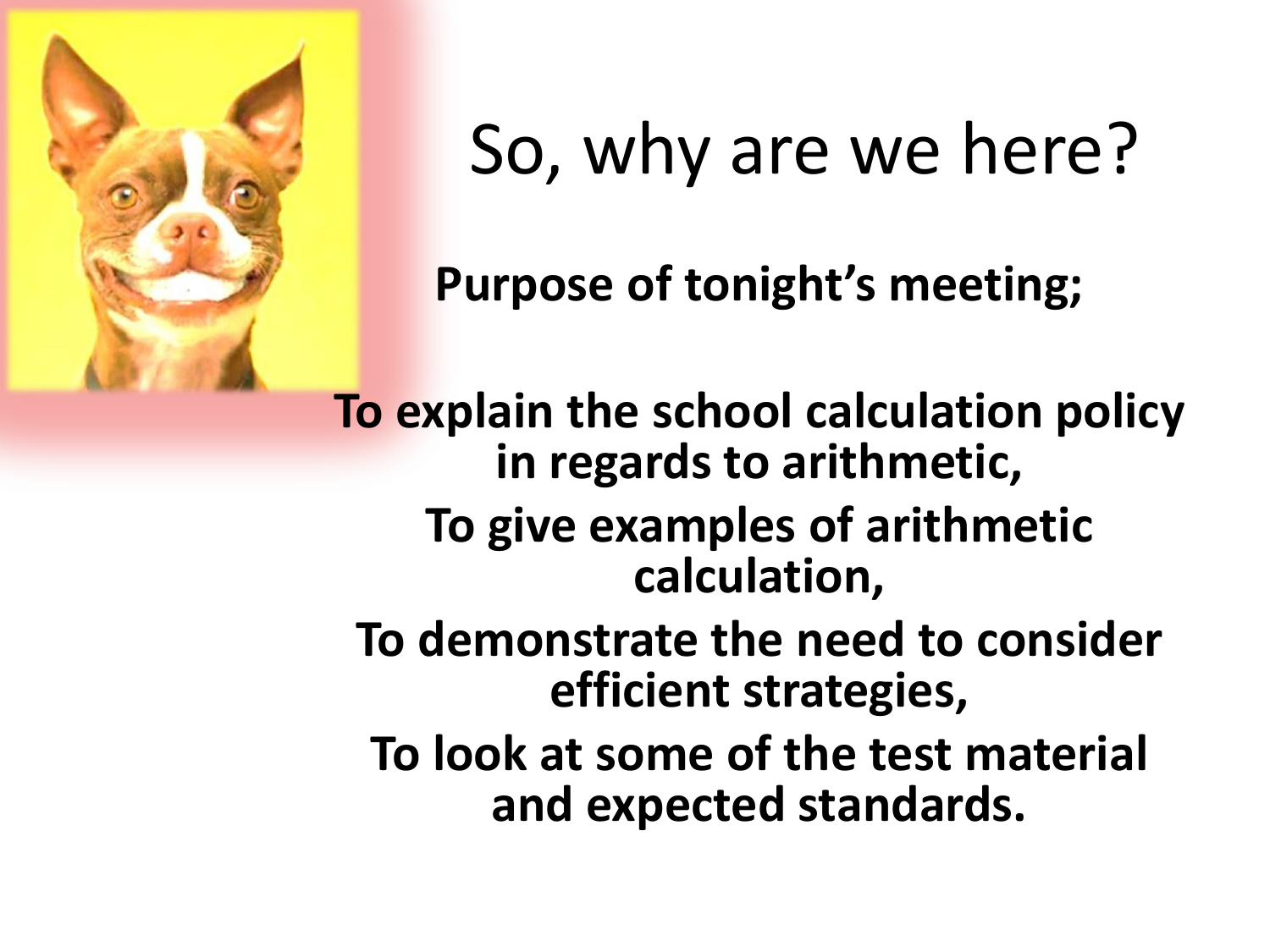# So, why are we here?

**Purpose of tonight's meeting;**

**To explain the school calculation policy in regards to arithmetic,**

**To give examples of arithmetic calculation,**

**To demonstrate the need to consider efficient strategies,**

**To look at some of the test material and expected standards.**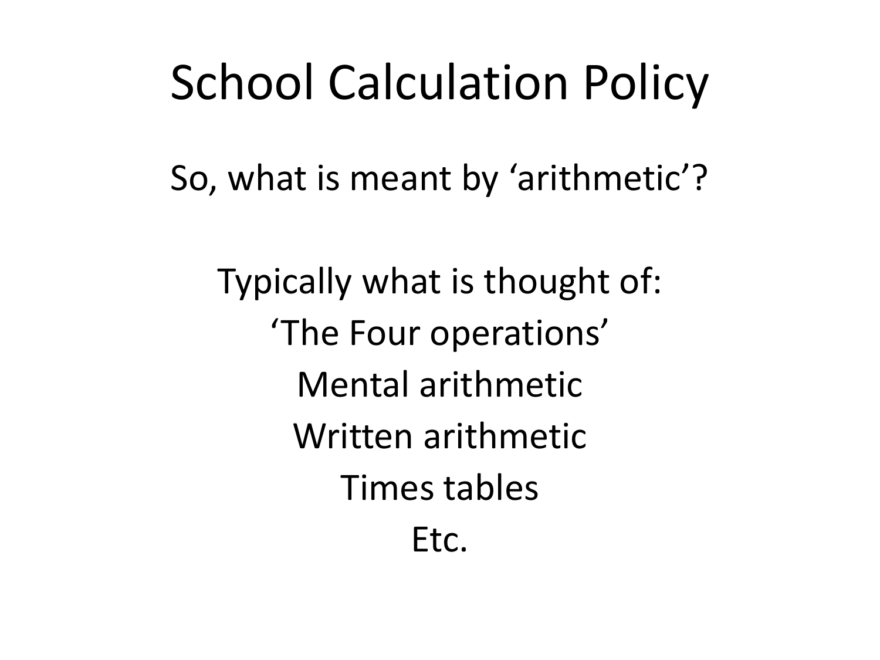# School Calculation Policy

So, what is meant by ‘arithmetic’?

Typically what is thought of:

‘The Four operations’

Mental arithmetic

Written arithmetic

Times tables

Etc.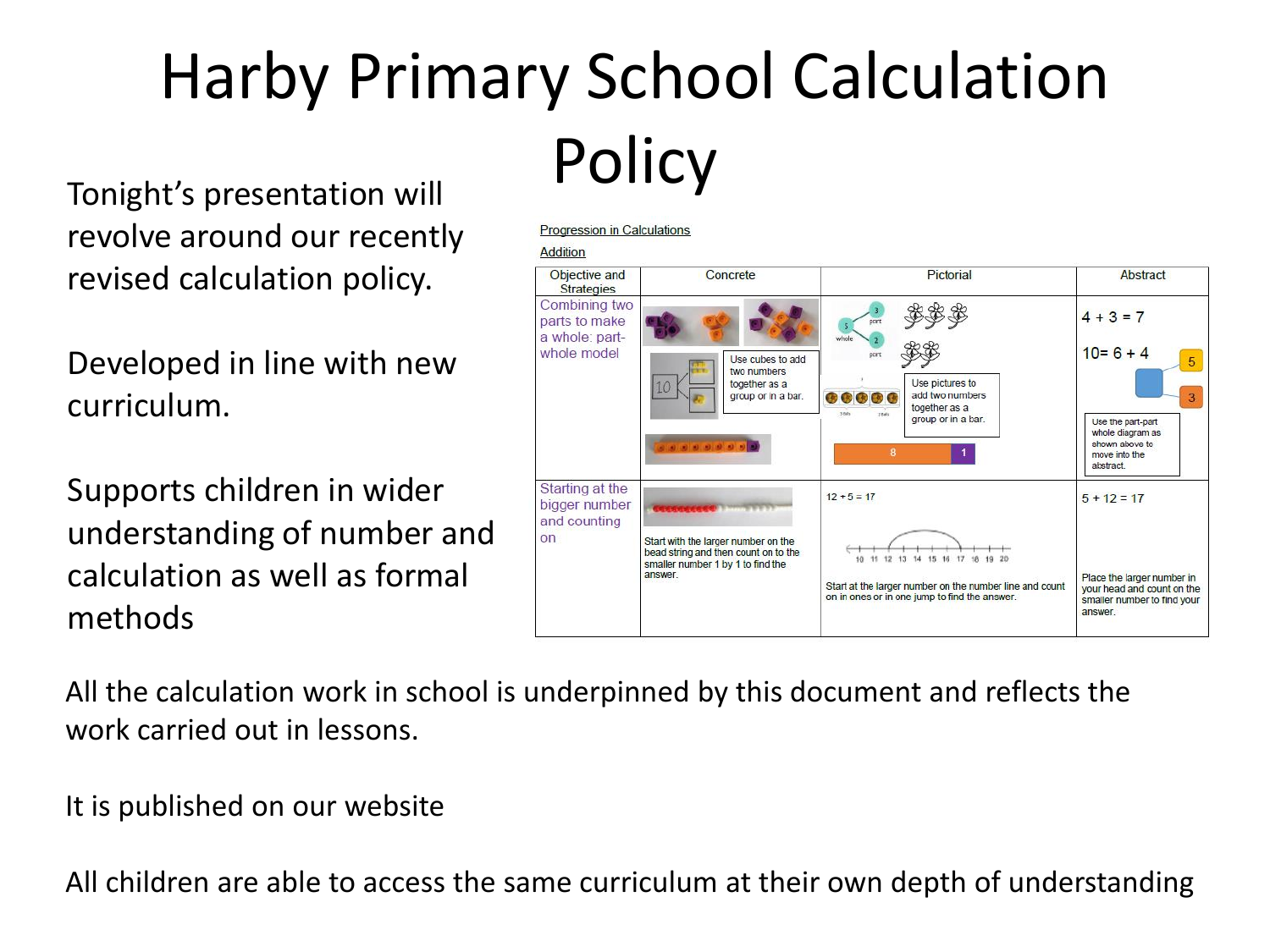# Harby Primary School Calculation Policy

Tonight's presentation will revolve around our recently revised calculation policy.

Developed in line with new curriculum.

Supports children in wider understanding of number and calculation as well as formal methods

Progression in Calculations

Addition

| Objective and Strategies | Concrete | Pictorial | Abstract |
|---|---|---|---|
| Combining two parts to make a whole: part-whole model | Use cubes to add two numbers together as a group or in a bar. | Use pictures to add two numbers together as a group or in a bar. | $4 + 3 = 7$<br>$10 = 6 + 4$<br>Use the part-part whole diagram as shown above to move into the abstract. |
| Starting at the bigger number and counting on | Start with the larger number on the bead string and then count on to the smaller number 1 by 1 to find the answer. | $12 + 5 = 17$<br>Start at the larger number on the number line and count on in ones or in one jump to find the answer. | $5 + 12 = 17$<br>Place the larger number in your head and count on the smaller number to find your answer. |

All the calculation work in school is underpinned by this document and reflects the work carried out in lessons.

It is published on our website

All children are able to access the same curriculum at their own depth of understanding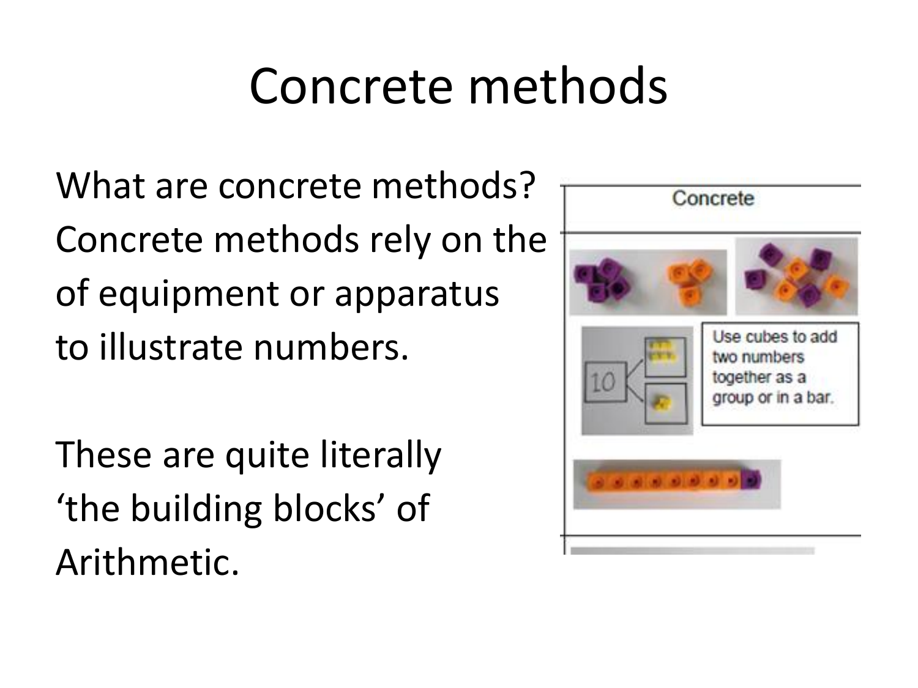# Concrete methods

What are concrete methods?
Concrete methods rely on the
of equipment or apparatus
to illustrate numbers.

These are quite literally
'the building blocks' of
Arithmetic.

Concrete

Use cubes to add two numbers together as a group or in a bar.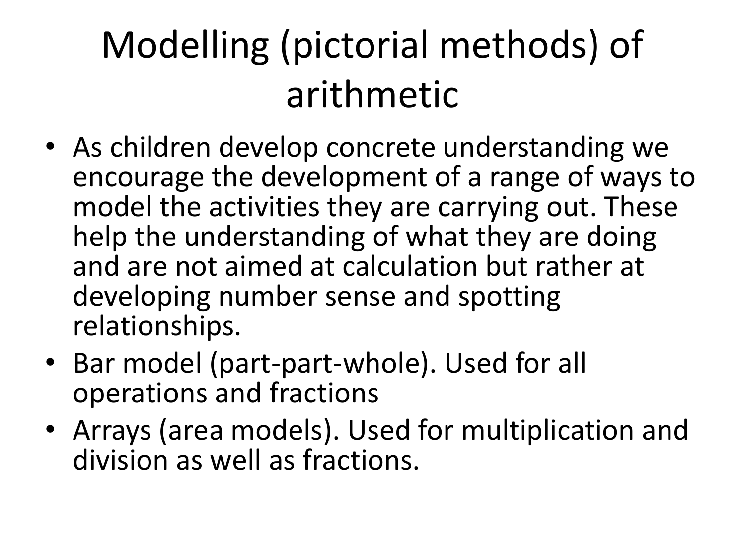# Modelling (pictorial methods) of arithmetic

- As children develop concrete understanding we encourage the development of a range of ways to model the activities they are carrying out. These help the understanding of what they are doing and are not aimed at calculation but rather at developing number sense and spotting relationships.
- Bar model (part-part-whole). Used for all operations and fractions
- Arrays (area models). Used for multiplication and division as well as fractions.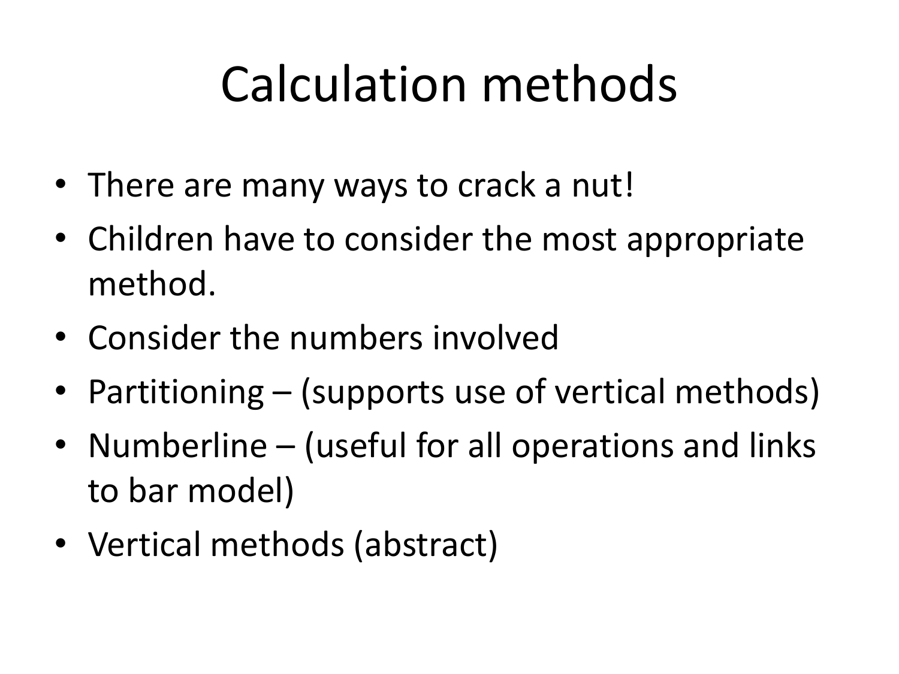# Calculation methods

- There are many ways to crack a nut!
- Children have to consider the most appropriate method.
- Consider the numbers involved
- Partitioning – (supports use of vertical methods)
- Numberline – (useful for all operations and links to bar model)
- Vertical methods (abstract)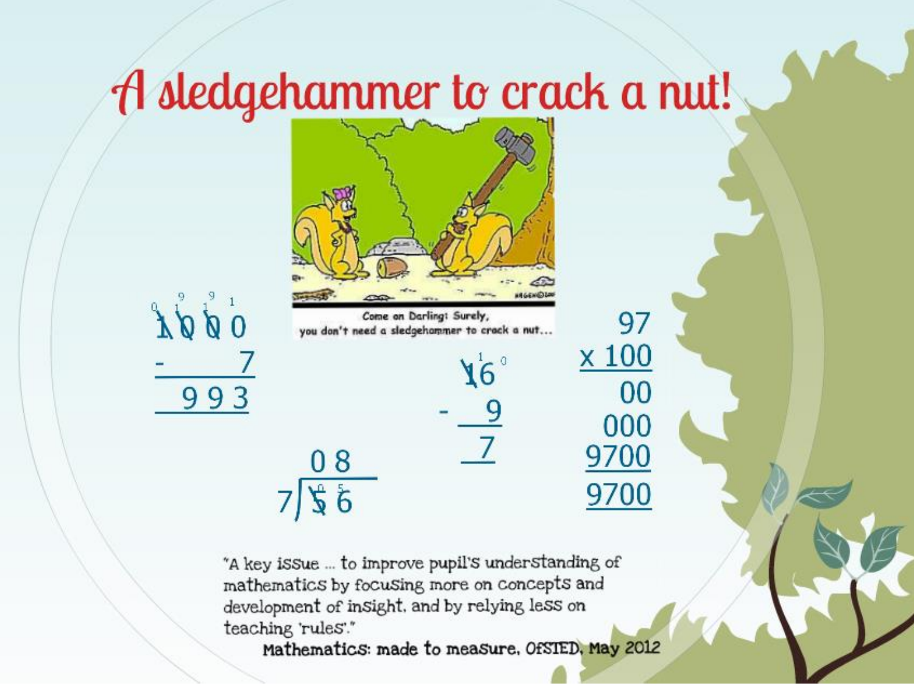# A sledgehammer to crack a nut!

Come on Darling! Surely, you don't need a sledgehammer to crack a nut...

$$\begin{array}{r} 1000 \\ -\quad 7 \\ \hline 993 \end{array}$$

$$\begin{array}{r} 16 \\ -\ 9 \\ \hline 7 \end{array}$$

$$\begin{array}{r} 97 \\ \times\ 100 \\ \hline 00 \\ 000 \\ 9700 \\ \hline 9700 \end{array}$$

$$7\overline{)56} = 08$$

"A key issue ... to improve pupil's understanding of mathematics by focusing more on concepts and development of insight, and by relying less on teaching 'rules'."

**Mathematics: made to measure, OfSTED, May 2012**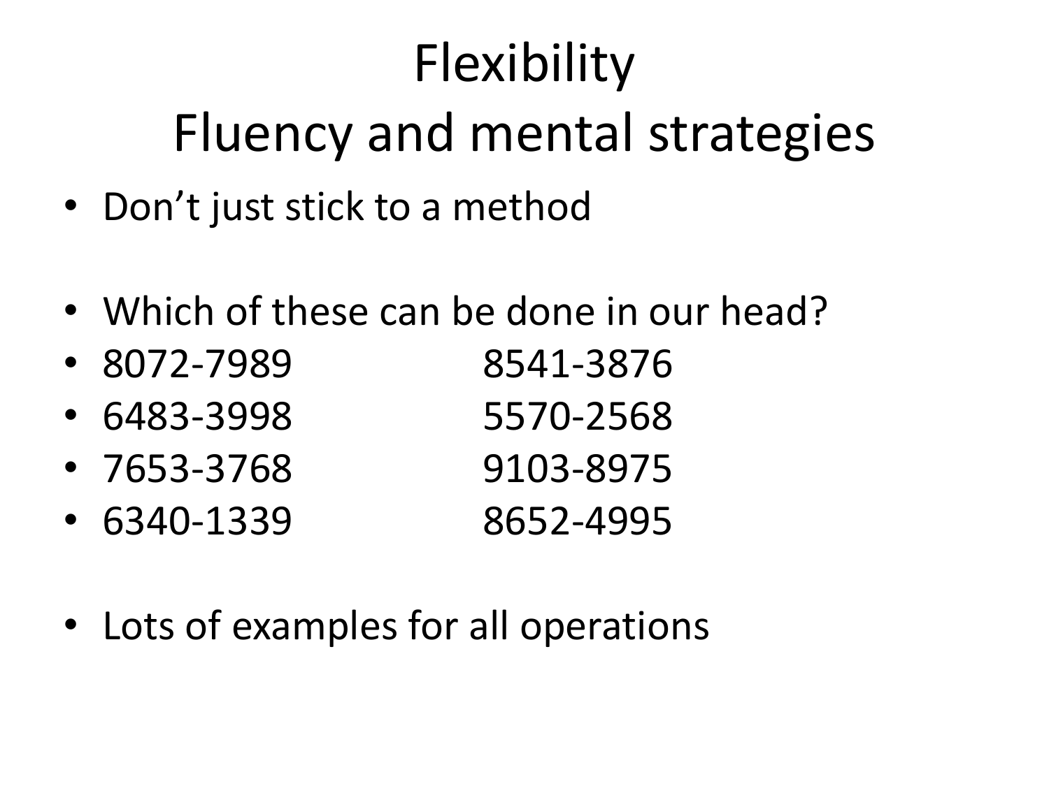# Flexibility
# Fluency and mental strategies

- Don't just stick to a method

- Which of these can be done in our head?
- 8072-7989 8541-3876
- 6483-3998 5570-2568
- 7653-3768 9103-8975
- 6340-1339 8652-4995

- Lots of examples for all operations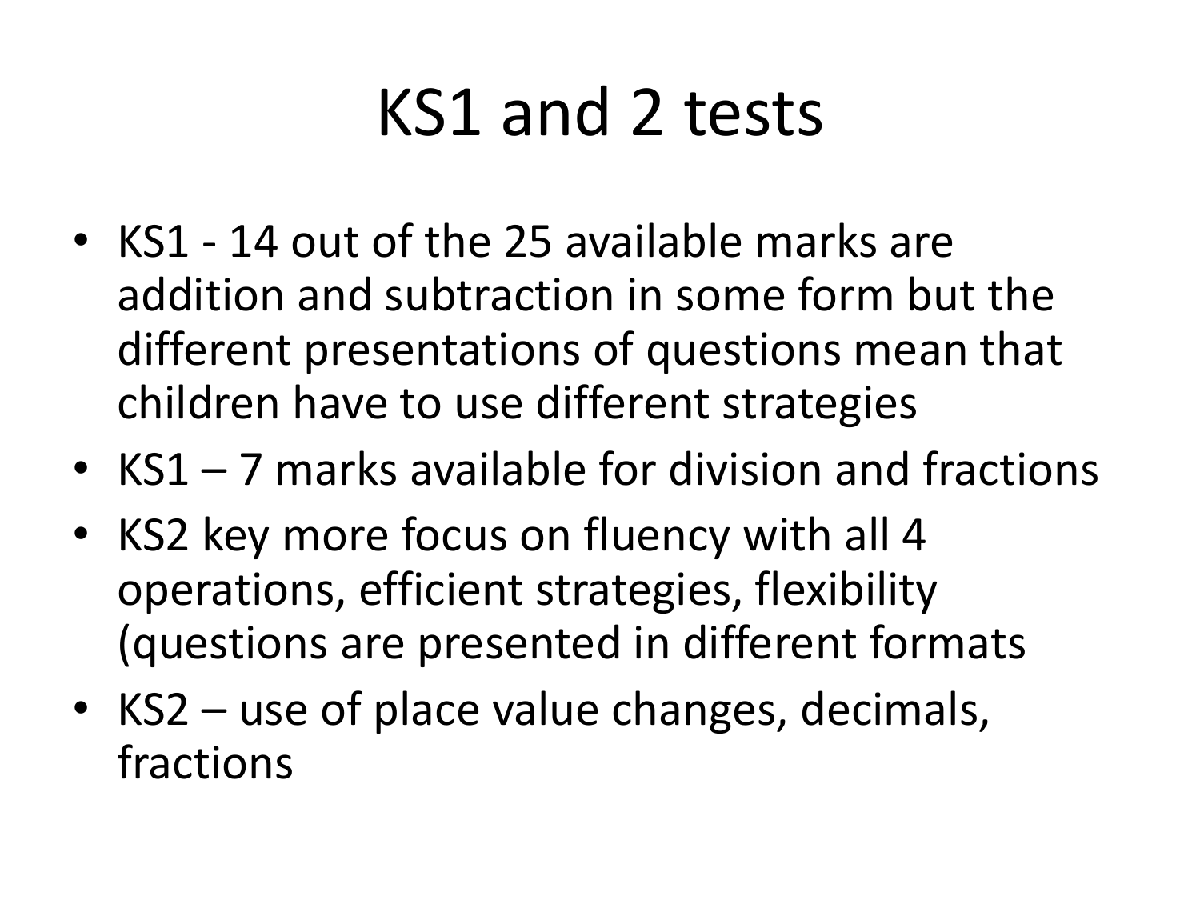# KS1 and 2 tests

- KS1 - 14 out of the 25 available marks are addition and subtraction in some form but the different presentations of questions mean that children have to use different strategies
- KS1 – 7 marks available for division and fractions
- KS2 key more focus on fluency with all 4 operations, efficient strategies, flexibility (questions are presented in different formats
- KS2 – use of place value changes, decimals, fractions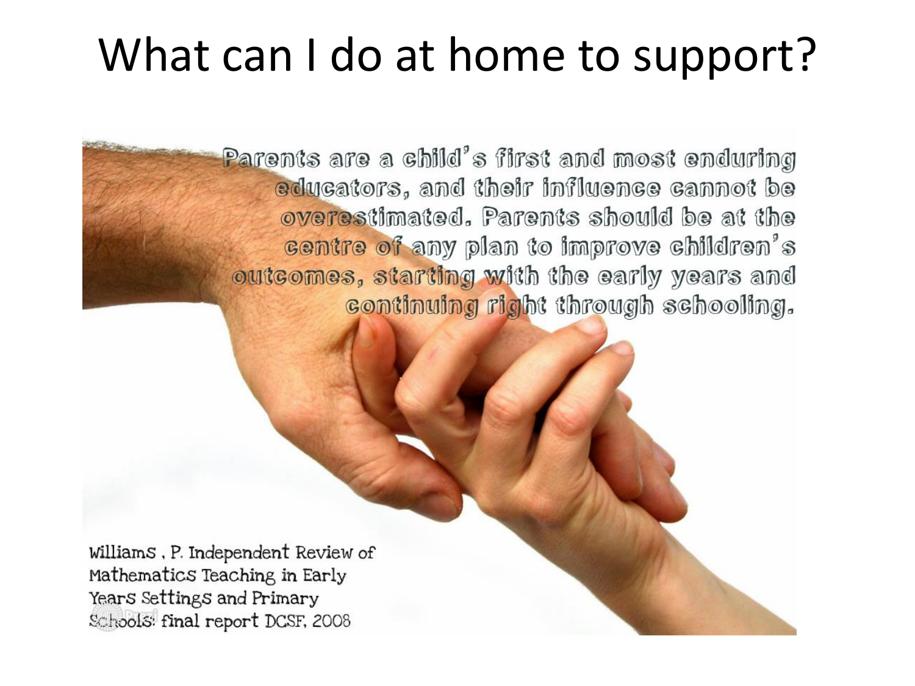# What can I do at home to support?

Parents are a child's first and most enduring educators, and their influence cannot be overestimated. Parents should be at the centre of any plan to improve children's outcomes, starting with the early years and continuing right through schooling.

Williams , P. Independent Review of Mathematics Teaching in Early Years Settings and Primary Schools: final report DCSF, 2008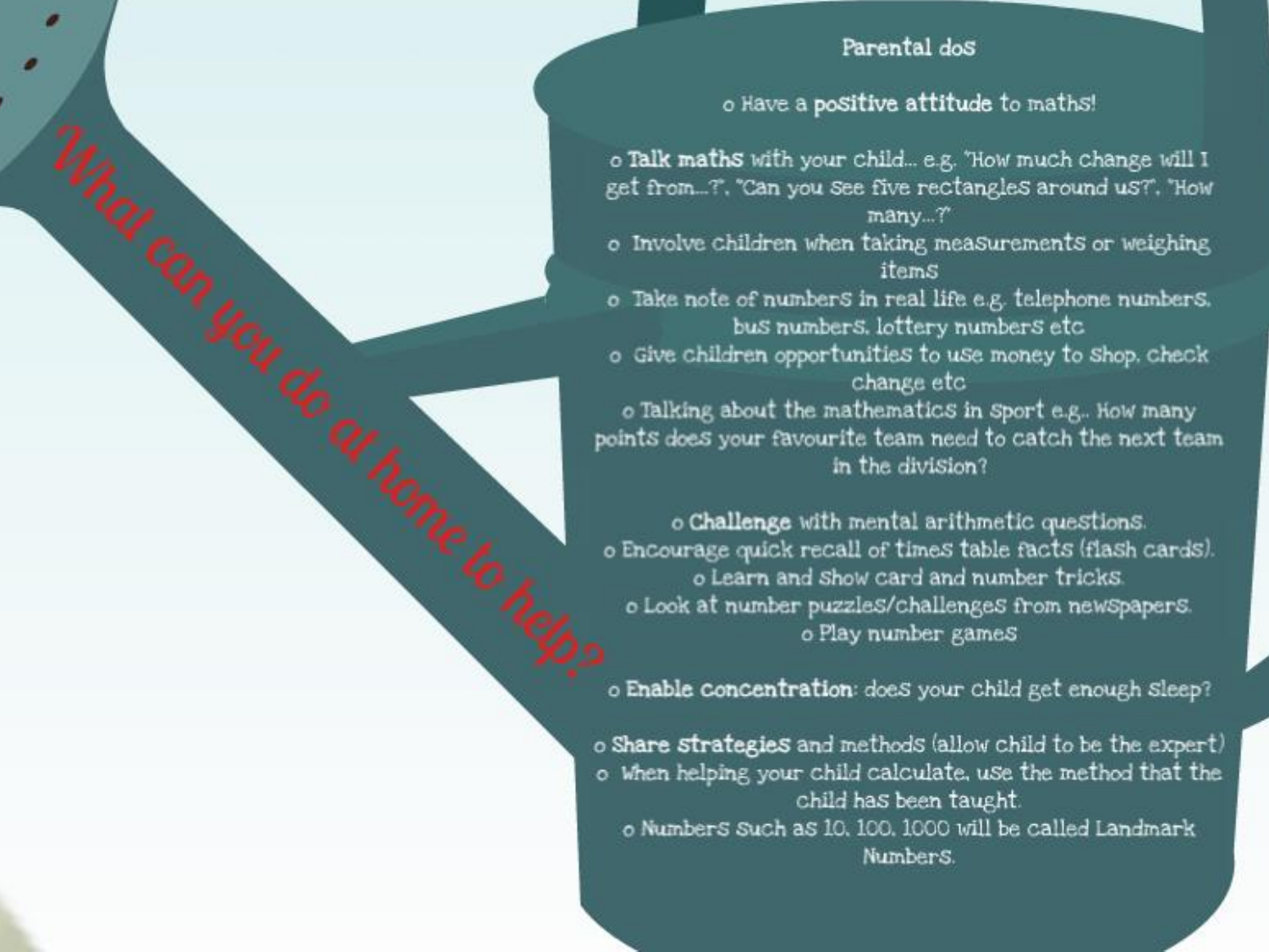## What can you do at home to help?

### Parental dos

- Have a **positive attitude** to maths!

- **Talk maths** with your child… e.g. "How much change will I get from…?", "Can you see five rectangles around us?", "How many…?"
- Involve children when taking measurements or weighing items
- Take note of numbers in real life e.g. telephone numbers, bus numbers, lottery numbers etc
- Give children opportunities to use money to shop, check change etc
- Talking about the mathematics in sport e.g.. How many points does your favourite team need to catch the next team in the division?

- **Challenge** with mental arithmetic questions.
- Encourage quick recall of times table facts (flash cards).
- Learn and show card and number tricks.
- Look at number puzzles/challenges from newspapers.
- Play number games

- **Enable concentration**: does your child get enough sleep?

- **Share strategies** and methods (allow child to be the expert)
- When helping your child calculate, use the method that the child has been taught.
- Numbers such as 10, 100, 1000 will be called Landmark Numbers.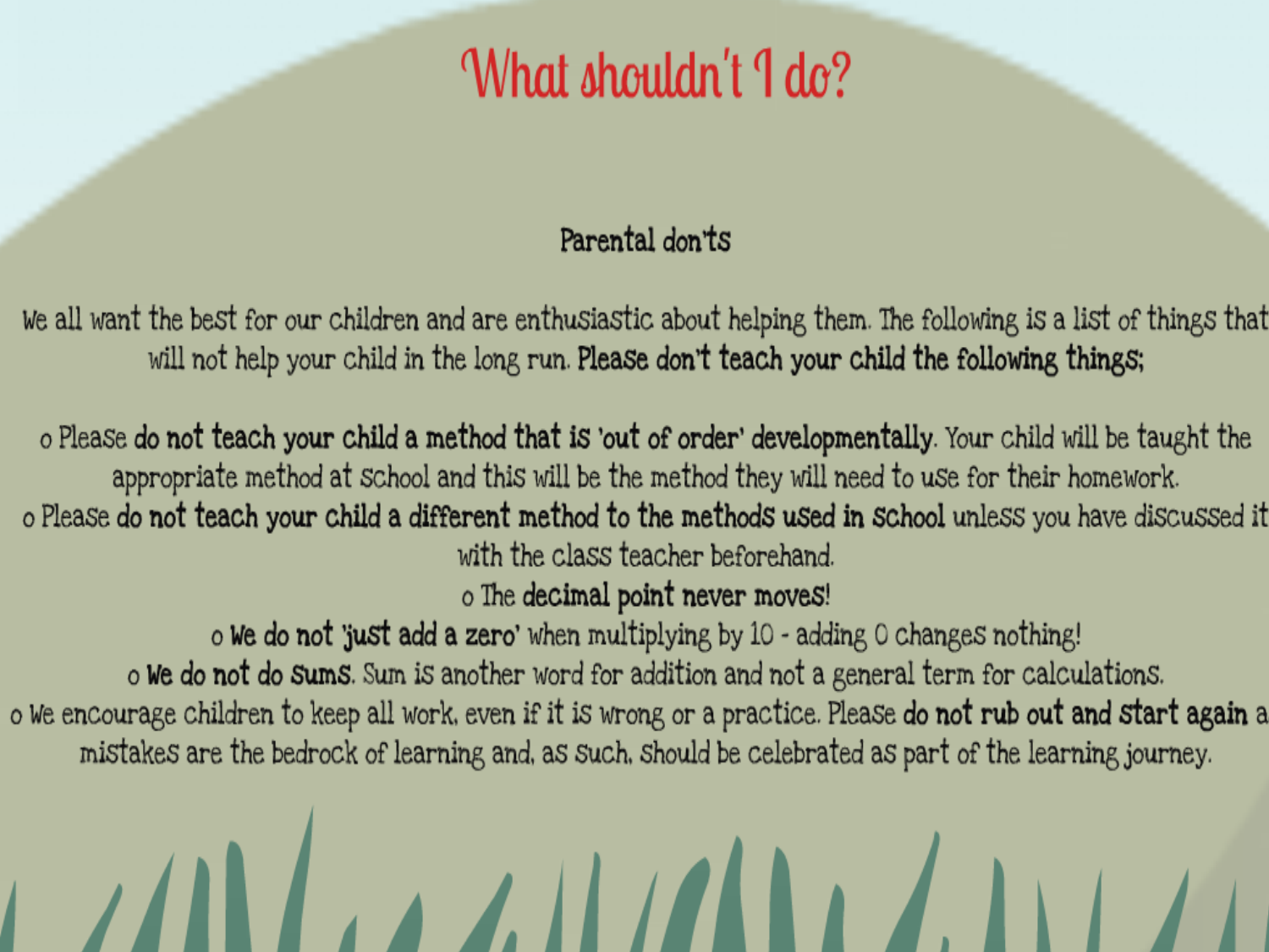# What shouldn't I do?

## Parental don'ts

We all want the best for our children and are enthusiastic about helping them. The following is a list of things that will not help your child in the long run. **Please don't teach your child the following things;**

- Please **do not teach your child a method that is 'out of order' developmentally**. Your child will be taught the appropriate method at school and this will be the method they will need to use for their homework.
- Please **do not teach your child a different method to the methods used in school** unless you have discussed it with the class teacher beforehand.
- The **decimal point never moves!**
- **We do not 'just add a zero'** when multiplying by 10 - adding 0 changes nothing!
- **We do not do sums.** Sum is another word for addition and not a general term for calculations.
- We encourage children to keep all work, even if it is wrong or a practice. Please **do not rub out and start again** a mistakes are the bedrock of learning and, as such, should be celebrated as part of the learning journey.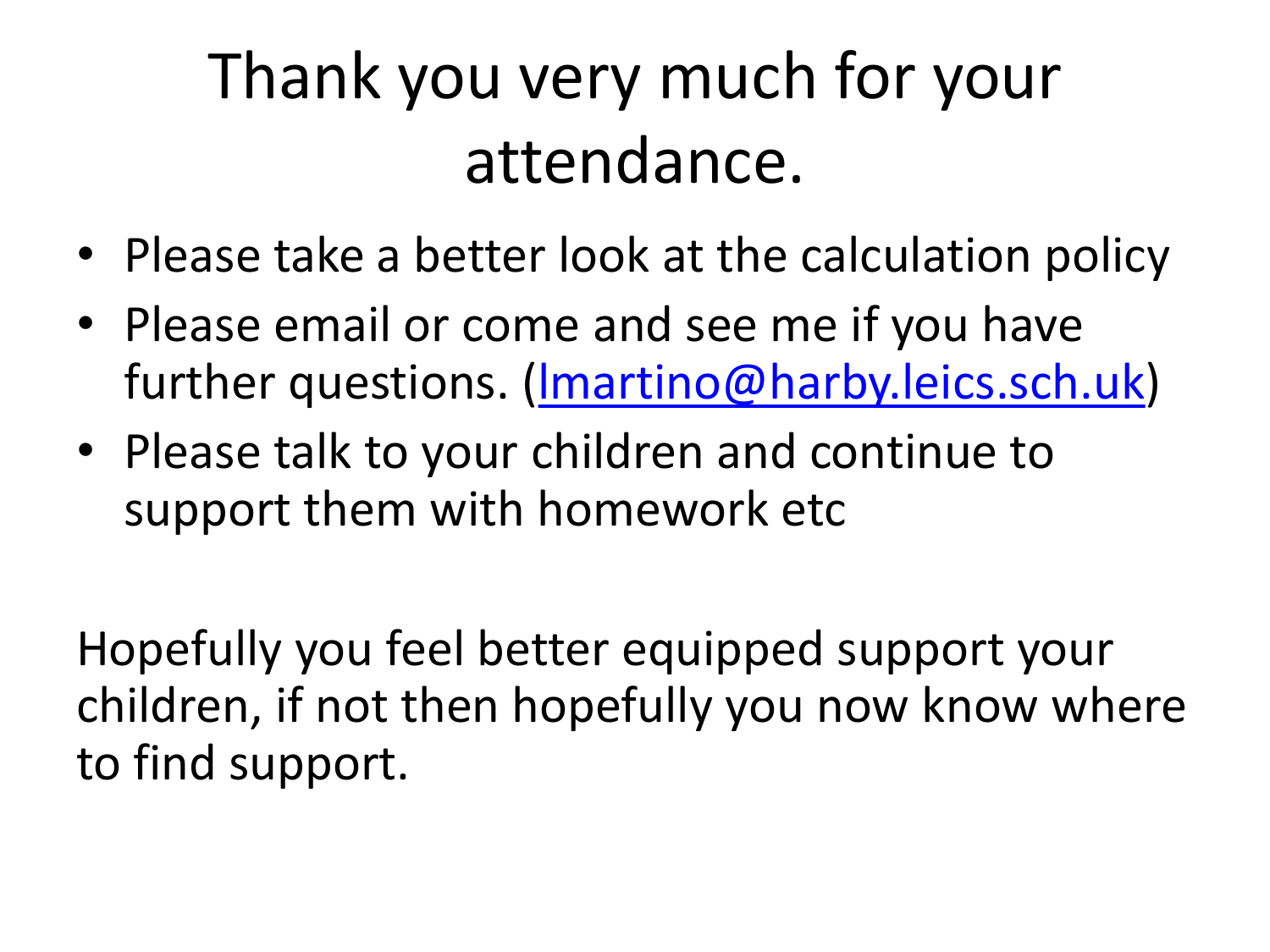# Thank you very much for your attendance.

- Please take a better look at the calculation policy
- Please email or come and see me if you have further questions. (lmartino@harby.leics.sch.uk)
- Please talk to your children and continue to support them with homework etc

Hopefully you feel better equipped support your children, if not then hopefully you now know where to find support.